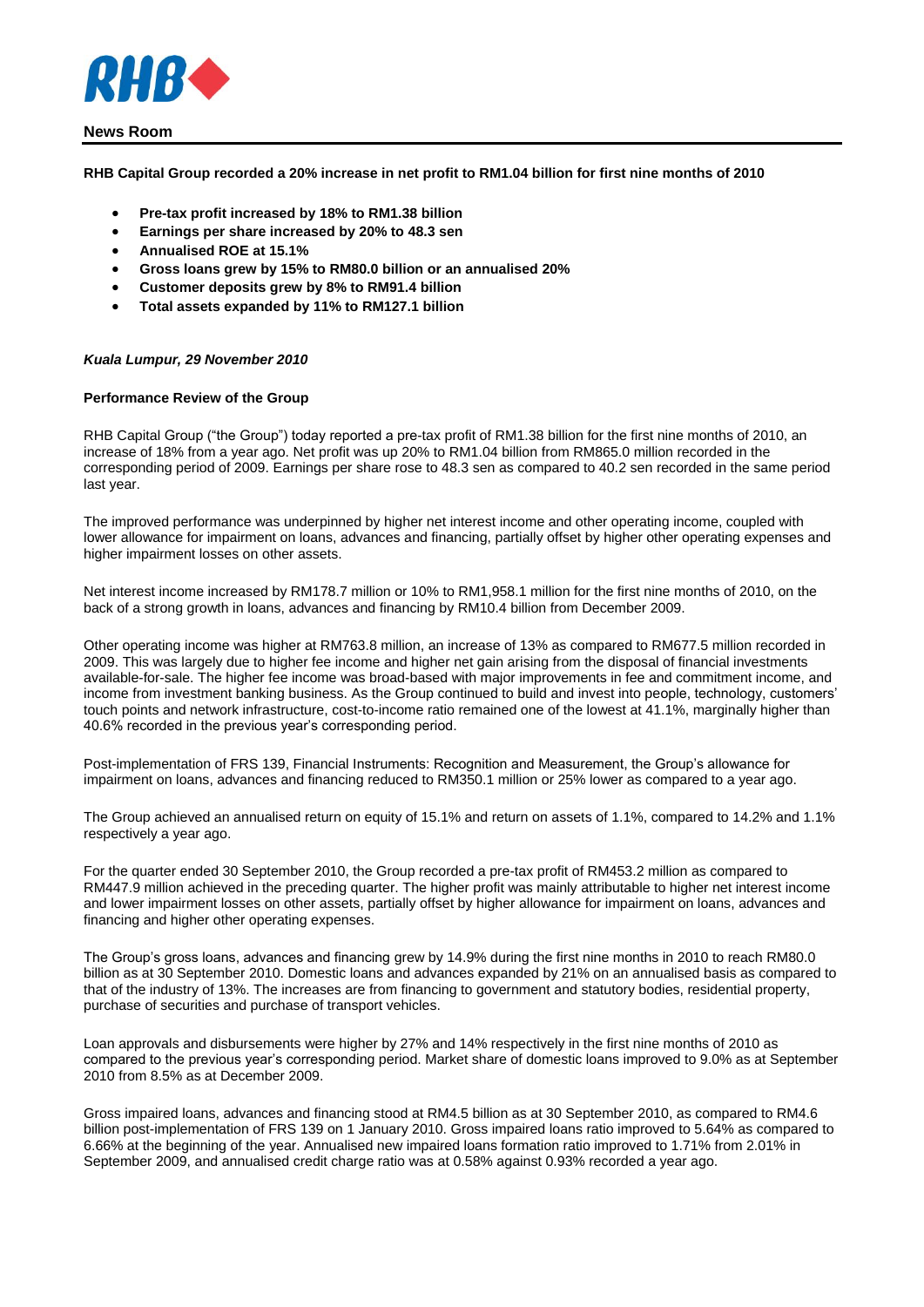## News Room

**RHB Capital Group recorded a 20% increase in net profit to RM1.04 billion for first nine months of 2010**

- **Pre-tax profit increased by 18% to RM1.38 billion**
- **Earnings per share increased by 20% to 48.3 sen**
- **Annualised ROE at 15.1%**
- **Gross loans grew by 15% to RM80.0 billion or an annualised 20%**
- **Customer deposits grew by 8% to RM91.4 billion**
- **Total assets expanded by 11% to RM127.1 billion**

***Kuala Lumpur, 29 November 2010***

**Performance Review of the Group**

RHB Capital Group ("the Group") today reported a pre-tax profit of RM1.38 billion for the first nine months of 2010, an increase of 18% from a year ago. Net profit was up 20% to RM1.04 billion from RM865.0 million recorded in the corresponding period of 2009. Earnings per share rose to 48.3 sen as compared to 40.2 sen recorded in the same period last year.

The improved performance was underpinned by higher net interest income and other operating income, coupled with lower allowance for impairment on loans, advances and financing, partially offset by higher other operating expenses and higher impairment losses on other assets.

Net interest income increased by RM178.7 million or 10% to RM1,958.1 million for the first nine months of 2010, on the back of a strong growth in loans, advances and financing by RM10.4 billion from December 2009.

Other operating income was higher at RM763.8 million, an increase of 13% as compared to RM677.5 million recorded in 2009. This was largely due to higher fee income and higher net gain arising from the disposal of financial investments available-for-sale. The higher fee income was broad-based with major improvements in fee and commitment income, and income from investment banking business. As the Group continued to build and invest into people, technology, customers' touch points and network infrastructure, cost-to-income ratio remained one of the lowest at 41.1%, marginally higher than 40.6% recorded in the previous year's corresponding period.

Post-implementation of FRS 139, Financial Instruments: Recognition and Measurement, the Group's allowance for impairment on loans, advances and financing reduced to RM350.1 million or 25% lower as compared to a year ago.

The Group achieved an annualised return on equity of 15.1% and return on assets of 1.1%, compared to 14.2% and 1.1% respectively a year ago.

For the quarter ended 30 September 2010, the Group recorded a pre-tax profit of RM453.2 million as compared to RM447.9 million achieved in the preceding quarter. The higher profit was mainly attributable to higher net interest income and lower impairment losses on other assets, partially offset by higher allowance for impairment on loans, advances and financing and higher other operating expenses.

The Group's gross loans, advances and financing grew by 14.9% during the first nine months in 2010 to reach RM80.0 billion as at 30 September 2010. Domestic loans and advances expanded by 21% on an annualised basis as compared to that of the industry of 13%. The increases are from financing to government and statutory bodies, residential property, purchase of securities and purchase of transport vehicles.

Loan approvals and disbursements were higher by 27% and 14% respectively in the first nine months of 2010 as compared to the previous year's corresponding period. Market share of domestic loans improved to 9.0% as at September 2010 from 8.5% as at December 2009.

Gross impaired loans, advances and financing stood at RM4.5 billion as at 30 September 2010, as compared to RM4.6 billion post-implementation of FRS 139 on 1 January 2010. Gross impaired loans ratio improved to 5.64% as compared to 6.66% at the beginning of the year. Annualised new impaired loans formation ratio improved to 1.71% from 2.01% in September 2009, and annualised credit charge ratio was at 0.58% against 0.93% recorded a year ago.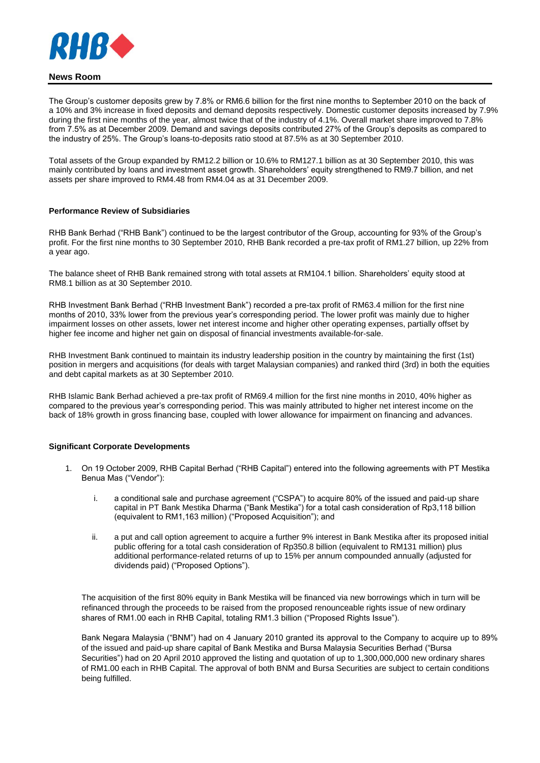The Group's customer deposits grew by 7.8% or RM6.6 billion for the first nine months to September 2010 on the back of a 10% and 3% increase in fixed deposits and demand deposits respectively. Domestic customer deposits increased by 7.9% during the first nine months of the year, almost twice that of the industry of 4.1%. Overall market share improved to 7.8% from 7.5% as at December 2009. Demand and savings deposits contributed 27% of the Group's deposits as compared to the industry of 25%. The Group's loans-to-deposits ratio stood at 87.5% as at 30 September 2010.

Total assets of the Group expanded by RM12.2 billion or 10.6% to RM127.1 billion as at 30 September 2010, this was mainly contributed by loans and investment asset growth. Shareholders' equity strengthened to RM9.7 billion, and net assets per share improved to RM4.48 from RM4.04 as at 31 December 2009.

**Performance Review of Subsidiaries**

RHB Bank Berhad ("RHB Bank") continued to be the largest contributor of the Group, accounting for 93% of the Group's profit. For the first nine months to 30 September 2010, RHB Bank recorded a pre-tax profit of RM1.27 billion, up 22% from a year ago.

The balance sheet of RHB Bank remained strong with total assets at RM104.1 billion. Shareholders' equity stood at RM8.1 billion as at 30 September 2010.

RHB Investment Bank Berhad ("RHB Investment Bank") recorded a pre-tax profit of RM63.4 million for the first nine months of 2010, 33% lower from the previous year's corresponding period. The lower profit was mainly due to higher impairment losses on other assets, lower net interest income and higher other operating expenses, partially offset by higher fee income and higher net gain on disposal of financial investments available-for-sale.

RHB Investment Bank continued to maintain its industry leadership position in the country by maintaining the first (1st) position in mergers and acquisitions (for deals with target Malaysian companies) and ranked third (3rd) in both the equities and debt capital markets as at 30 September 2010.

RHB Islamic Bank Berhad achieved a pre-tax profit of RM69.4 million for the first nine months in 2010, 40% higher as compared to the previous year's corresponding period. This was mainly attributed to higher net interest income on the back of 18% growth in gross financing base, coupled with lower allowance for impairment on financing and advances.

**Significant Corporate Developments**

1. On 19 October 2009, RHB Capital Berhad ("RHB Capital") entered into the following agreements with PT Mestika Benua Mas ("Vendor"):

   i. a conditional sale and purchase agreement ("CSPA") to acquire 80% of the issued and paid-up share capital in PT Bank Mestika Dharma ("Bank Mestika") for a total cash consideration of Rp3,118 billion (equivalent to RM1,163 million) ("Proposed Acquisition"); and

   ii. a put and call option agreement to acquire a further 9% interest in Bank Mestika after its proposed initial public offering for a total cash consideration of Rp350.8 billion (equivalent to RM131 million) plus additional performance-related returns of up to 15% per annum compounded annually (adjusted for dividends paid) ("Proposed Options").

   The acquisition of the first 80% equity in Bank Mestika will be financed via new borrowings which in turn will be refinanced through the proceeds to be raised from the proposed renounceable rights issue of new ordinary shares of RM1.00 each in RHB Capital, totaling RM1.3 billion ("Proposed Rights Issue").

   Bank Negara Malaysia ("BNM") had on 4 January 2010 granted its approval to the Company to acquire up to 89% of the issued and paid-up share capital of Bank Mestika and Bursa Malaysia Securities Berhad ("Bursa Securities") had on 20 April 2010 approved the listing and quotation of up to 1,300,000,000 new ordinary shares of RM1.00 each in RHB Capital. The approval of both BNM and Bursa Securities are subject to certain conditions being fulfilled.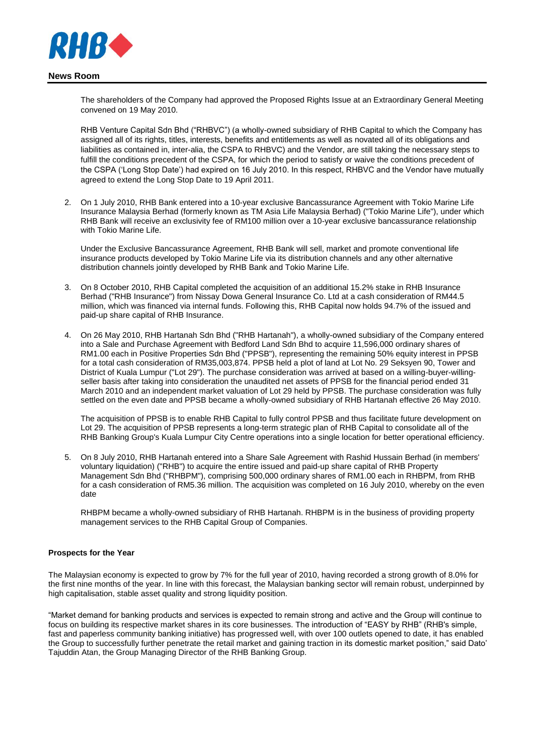The shareholders of the Company had approved the Proposed Rights Issue at an Extraordinary General Meeting convened on 19 May 2010.

RHB Venture Capital Sdn Bhd ("RHBVC") (a wholly-owned subsidiary of RHB Capital to which the Company has assigned all of its rights, titles, interests, benefits and entitlements as well as novated all of its obligations and liabilities as contained in, inter-alia, the CSPA to RHBVC) and the Vendor, are still taking the necessary steps to fulfill the conditions precedent of the CSPA, for which the period to satisfy or waive the conditions precedent of the CSPA ('Long Stop Date') had expired on 16 July 2010. In this respect, RHBVC and the Vendor have mutually agreed to extend the Long Stop Date to 19 April 2011.

2. On 1 July 2010, RHB Bank entered into a 10-year exclusive Bancassurance Agreement with Tokio Marine Life Insurance Malaysia Berhad (formerly known as TM Asia Life Malaysia Berhad) ("Tokio Marine Life"), under which RHB Bank will receive an exclusivity fee of RM100 million over a 10-year exclusive bancassurance relationship with Tokio Marine Life.

   Under the Exclusive Bancassurance Agreement, RHB Bank will sell, market and promote conventional life insurance products developed by Tokio Marine Life via its distribution channels and any other alternative distribution channels jointly developed by RHB Bank and Tokio Marine Life.

3. On 8 October 2010, RHB Capital completed the acquisition of an additional 15.2% stake in RHB Insurance Berhad ("RHB Insurance") from Nissay Dowa General Insurance Co. Ltd at a cash consideration of RM44.5 million, which was financed via internal funds. Following this, RHB Capital now holds 94.7% of the issued and paid-up share capital of RHB Insurance.

4. On 26 May 2010, RHB Hartanah Sdn Bhd ("RHB Hartanah"), a wholly-owned subsidiary of the Company entered into a Sale and Purchase Agreement with Bedford Land Sdn Bhd to acquire 11,596,000 ordinary shares of RM1.00 each in Positive Properties Sdn Bhd ("PPSB"), representing the remaining 50% equity interest in PPSB for a total cash consideration of RM35,003,874. PPSB held a plot of land at Lot No. 29 Seksyen 90, Tower and District of Kuala Lumpur ("Lot 29"). The purchase consideration was arrived at based on a willing-buyer-willing-seller basis after taking into consideration the unaudited net assets of PPSB for the financial period ended 31 March 2010 and an independent market valuation of Lot 29 held by PPSB. The purchase consideration was fully settled on the even date and PPSB became a wholly-owned subsidiary of RHB Hartanah effective 26 May 2010.

   The acquisition of PPSB is to enable RHB Capital to fully control PPSB and thus facilitate future development on Lot 29. The acquisition of PPSB represents a long-term strategic plan of RHB Capital to consolidate all of the RHB Banking Group's Kuala Lumpur City Centre operations into a single location for better operational efficiency.

5. On 8 July 2010, RHB Hartanah entered into a Share Sale Agreement with Rashid Hussain Berhad (in members' voluntary liquidation) ("RHB") to acquire the entire issued and paid-up share capital of RHB Property Management Sdn Bhd ("RHBPM"), comprising 500,000 ordinary shares of RM1.00 each in RHBPM, from RHB for a cash consideration of RM5.36 million. The acquisition was completed on 16 July 2010, whereby on the even date

   RHBPM became a wholly-owned subsidiary of RHB Hartanah. RHBPM is in the business of providing property management services to the RHB Capital Group of Companies.

**Prospects for the Year**

The Malaysian economy is expected to grow by 7% for the full year of 2010, having recorded a strong growth of 8.0% for the first nine months of the year. In line with this forecast, the Malaysian banking sector will remain robust, underpinned by high capitalisation, stable asset quality and strong liquidity position.

"Market demand for banking products and services is expected to remain strong and active and the Group will continue to focus on building its respective market shares in its core businesses. The introduction of "EASY by RHB" (RHB's simple, fast and paperless community banking initiative) has progressed well, with over 100 outlets opened to date, it has enabled the Group to successfully further penetrate the retail market and gaining traction in its domestic market position," said Dato' Tajuddin Atan, the Group Managing Director of the RHB Banking Group.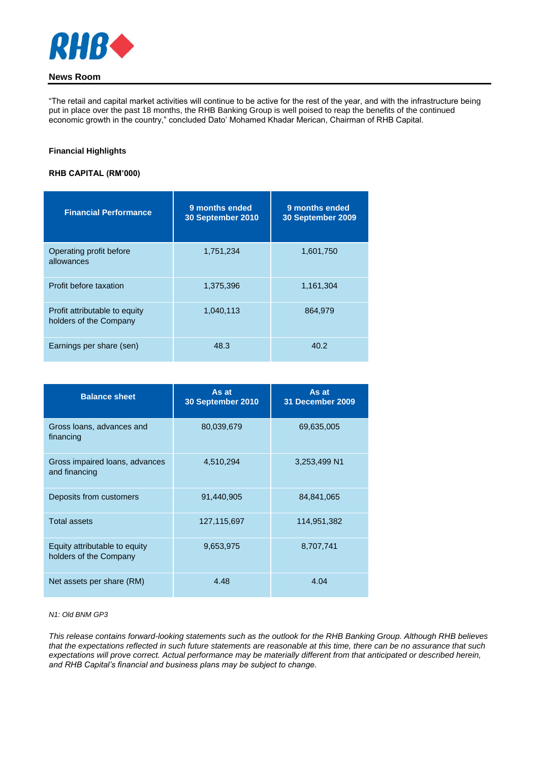“The retail and capital market activities will continue to be active for the rest of the year, and with the infrastructure being put in place over the past 18 months, the RHB Banking Group is well poised to reap the benefits of the continued economic growth in the country,” concluded Dato’ Mohamed Khadar Merican, Chairman of RHB Capital.

**Financial Highlights**

**RHB CAPITAL (RM’000)**

| Financial Performance | 9 months ended 30 September 2010 | 9 months ended 30 September 2009 |
|---|---|---|
| Operating profit before allowances | 1,751,234 | 1,601,750 |
| Profit before taxation | 1,375,396 | 1,161,304 |
| Profit attributable to equity holders of the Company | 1,040,113 | 864,979 |
| Earnings per share (sen) | 48.3 | 40.2 |

| Balance sheet | As at 30 September 2010 | As at 31 December 2009 |
|---|---|---|
| Gross loans, advances and financing | 80,039,679 | 69,635,005 |
| Gross impaired loans, advances and financing | 4,510,294 | 3,253,499 N1 |
| Deposits from customers | 91,440,905 | 84,841,065 |
| Total assets | 127,115,697 | 114,951,382 |
| Equity attributable to equity holders of the Company | 9,653,975 | 8,707,741 |
| Net assets per share (RM) | 4.48 | 4.04 |

*N1: Old BNM GP3*

*This release contains forward-looking statements such as the outlook for the RHB Banking Group. Although RHB believes that the expectations reflected in such future statements are reasonable at this time, there can be no assurance that such expectations will prove correct. Actual performance may be materially different from that anticipated or described herein, and RHB Capital’s financial and business plans may be subject to change.*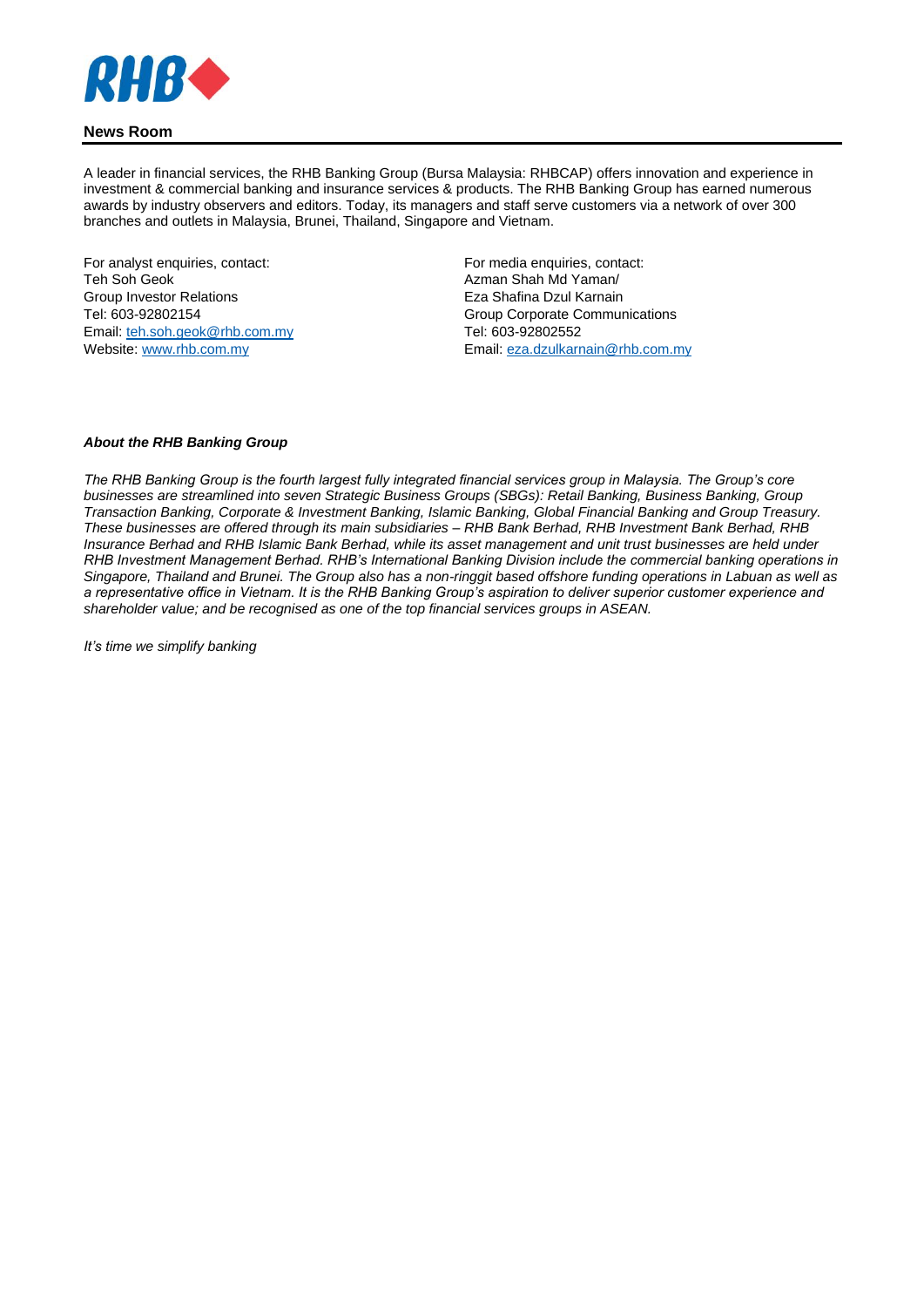RHB

**News Room**

A leader in financial services, the RHB Banking Group (Bursa Malaysia: RHBCAP) offers innovation and experience in investment & commercial banking and insurance services & products. The RHB Banking Group has earned numerous awards by industry observers and editors. Today, its managers and staff serve customers via a network of over 300 branches and outlets in Malaysia, Brunei, Thailand, Singapore and Vietnam.

For analyst enquiries, contact:
Teh Soh Geok
Group Investor Relations
Tel: 603-92802154
Email: teh.soh.geok@rhb.com.my
Website: www.rhb.com.my

For media enquiries, contact:
Azman Shah Md Yaman/
Eza Shafina Dzul Karnain
Group Corporate Communications
Tel: 603-92802552
Email: eza.dzulkarnain@rhb.com.my

***About the RHB Banking Group***

*The RHB Banking Group is the fourth largest fully integrated financial services group in Malaysia. The Group's core businesses are streamlined into seven Strategic Business Groups (SBGs): Retail Banking, Business Banking, Group Transaction Banking, Corporate & Investment Banking, Islamic Banking, Global Financial Banking and Group Treasury. These businesses are offered through its main subsidiaries – RHB Bank Berhad, RHB Investment Bank Berhad, RHB Insurance Berhad and RHB Islamic Bank Berhad, while its asset management and unit trust businesses are held under RHB Investment Management Berhad. RHB's International Banking Division include the commercial banking operations in Singapore, Thailand and Brunei. The Group also has a non-ringgit based offshore funding operations in Labuan as well as a representative office in Vietnam. It is the RHB Banking Group's aspiration to deliver superior customer experience and shareholder value; and be recognised as one of the top financial services groups in ASEAN.*

*It's time we simplify banking*